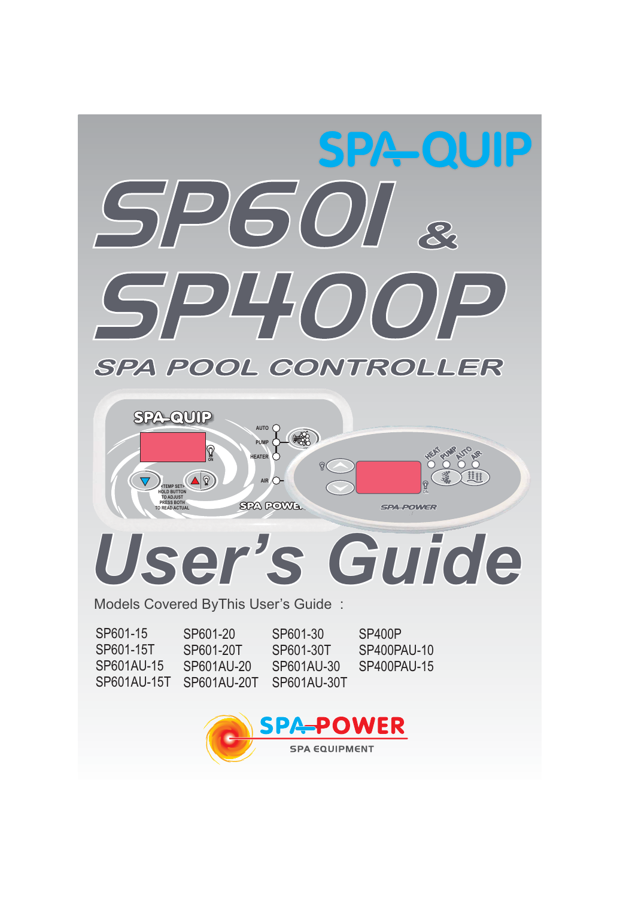SPA-QUIP

# SP601 & SP400P

## SPA POOL CONTROLLER

# User's Guide

Models Covered ByThis User's Guide :

| | | | |
|---|---|---|---|
| SP601-15 | SP601-20 | SP601-30 | SP400P |
| SP601-15T | SP601-20T | SP601-30T | SP400PAU-10 |
| SP601AU-15 | SP601AU-20 | SP601AU-30 | SP400PAU-15 |
| SP601AU-15T | SP601AU-20T | SP601AU-30T | |

SPA-POWER
SPA EQUIPMENT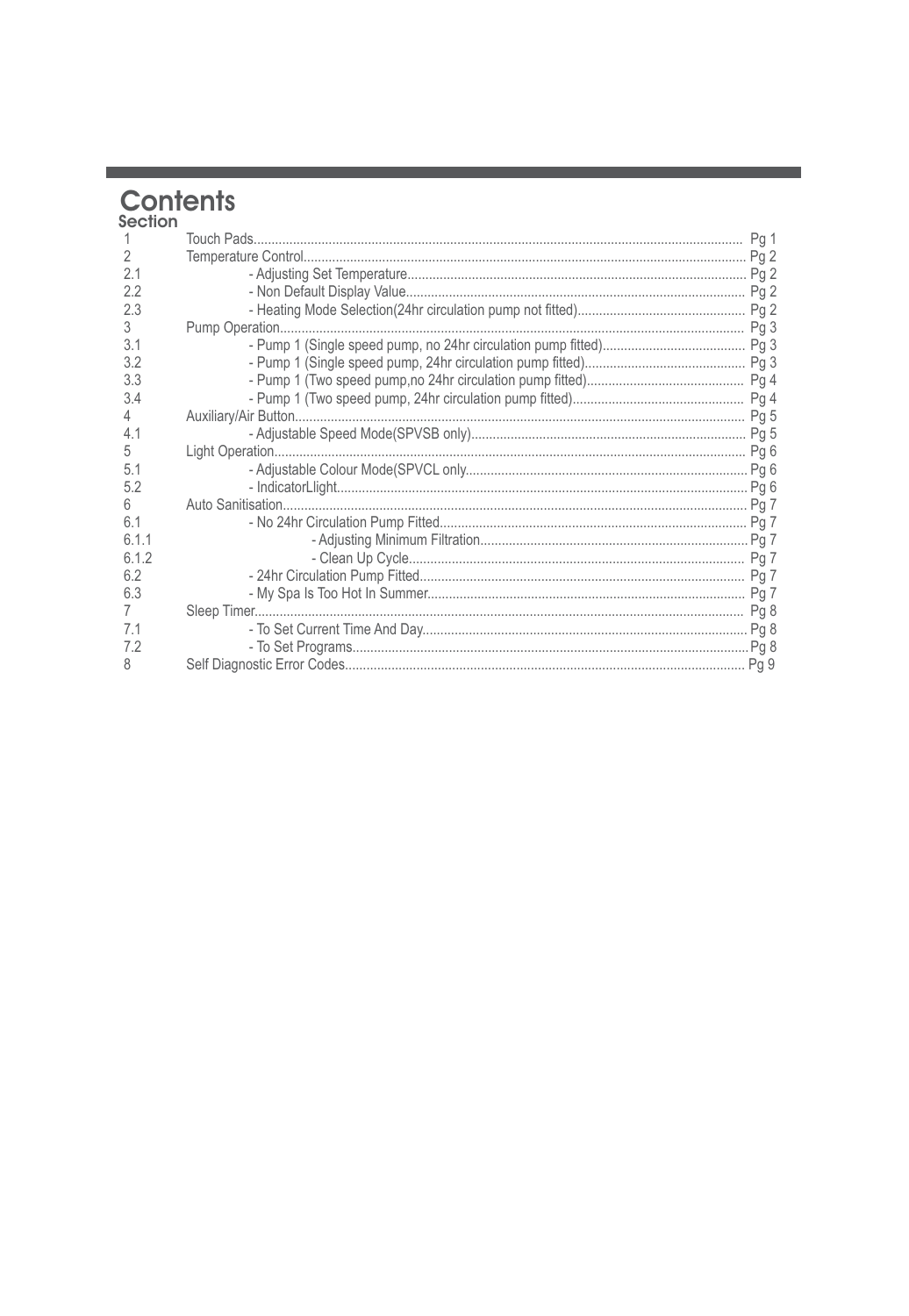# Contents

| Section | | |
|---|---|---|
| 1 | Touch Pads | Pg 1 |
| 2 | Temperature Control | Pg 2 |
| 2.1 | - Adjusting Set Temperature | Pg 2 |
| 2.2 | - Non Default Display Value | Pg 2 |
| 2.3 | - Heating Mode Selection(24hr circulation pump not fitted) | Pg 2 |
| 3 | Pump Operation | Pg 3 |
| 3.1 | - Pump 1 (Single speed pump, no 24hr circulation pump fitted) | Pg 3 |
| 3.2 | - Pump 1 (Single speed pump, 24hr circulation pump fitted) | Pg 3 |
| 3.3 | - Pump 1 (Two speed pump,no 24hr circulation pump fitted) | Pg 4 |
| 3.4 | - Pump 1 (Two speed pump, 24hr circulation pump fitted) | Pg 4 |
| 4 | Auxiliary/Air Button | Pg 5 |
| 4.1 | - Adjustable Speed Mode(SPVSB only) | Pg 5 |
| 5 | Light Operation | Pg 6 |
| 5.1 | - Adjustable Colour Mode(SPVCL only | Pg 6 |
| 5.2 | - IndicatorLlight | Pg 6 |
| 6 | Auto Sanitisation | Pg 7 |
| 6.1 | - No 24hr Circulation Pump Fitted | Pg 7 |
| 6.1.1 | - Adjusting Minimum Filtration | Pg 7 |
| 6.1.2 | - Clean Up Cycle | Pg 7 |
| 6.2 | - 24hr Circulation Pump Fitted | Pg 7 |
| 6.3 | - My Spa Is Too Hot In Summer | Pg 7 |
| 7 | Sleep Timer | Pg 8 |
| 7.1 | - To Set Current Time And Day | Pg 8 |
| 7.2 | - To Set Programs | Pg 8 |
| 8 | Self Diagnostic Error Codes | Pg 9 |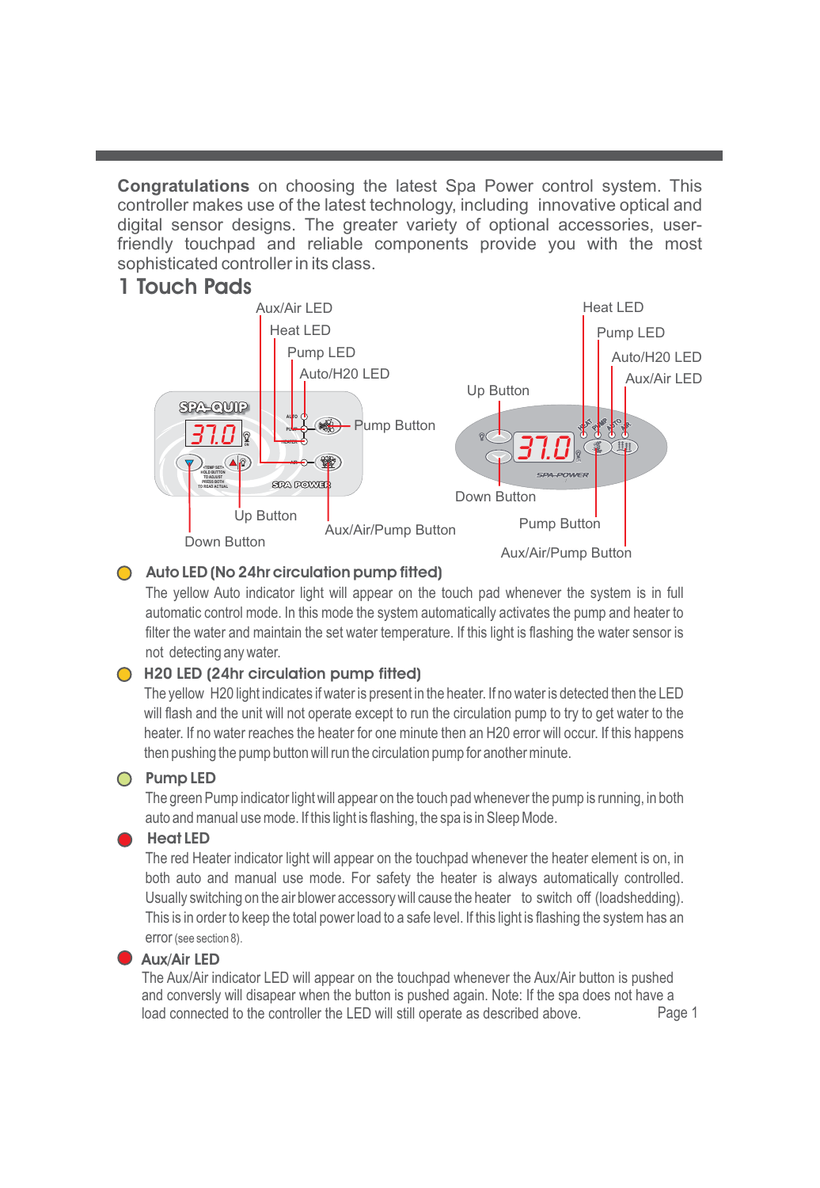**Congratulations** on choosing the latest Spa Power control system. This controller makes use of the latest technology, including innovative optical and digital sensor designs. The greater variety of optional accessories, user-friendly touchpad and reliable components provide you with the most sophisticated controller in its class.

## 1 Touch Pads

Aux/Air LED
Heat LED
Pump LED
Auto/H20 LED
Pump Button
Up Button
Aux/Air/Pump Button
Down Button

Heat LED
Pump LED
Auto/H20 LED
Aux/Air LED
Up Button
Down Button
Pump Button
Aux/Air/Pump Button

### Auto LED (No 24hr circulation pump fitted)

The yellow Auto indicator light will appear on the touch pad whenever the system is in full automatic control mode. In this mode the system automatically activates the pump and heater to filter the water and maintain the set water temperature. If this light is flashing the water sensor is not detecting any water.

### H20 LED (24hr circulation pump fitted)

The yellow H20 light indicates if water is present in the heater. If no water is detected then the LED will flash and the unit will not operate except to run the circulation pump to try to get water to the heater. If no water reaches the heater for one minute then an H20 error will occur. If this happens then pushing the pump button will run the circulation pump for another minute.

### Pump LED

The green Pump indicator light will appear on the touch pad whenever the pump is running, in both auto and manual use mode. If this light is flashing, the spa is in Sleep Mode.

### Heat LED

The red Heater indicator light will appear on the touchpad whenever the heater element is on, in both auto and manual use mode. For safety the heater is always automatically controlled. Usually switching on the air blower accessory will cause the heater to switch off (loadshedding). This is in order to keep the total power load to a safe level. If this light is flashing the system has an error (see section 8).

### Aux/Air LED

The Aux/Air indicator LED will appear on the touchpad whenever the Aux/Air button is pushed and conversly will disapear when the button is pushed again. Note: If the spa does not have a load connected to the controller the LED will still operate as described above.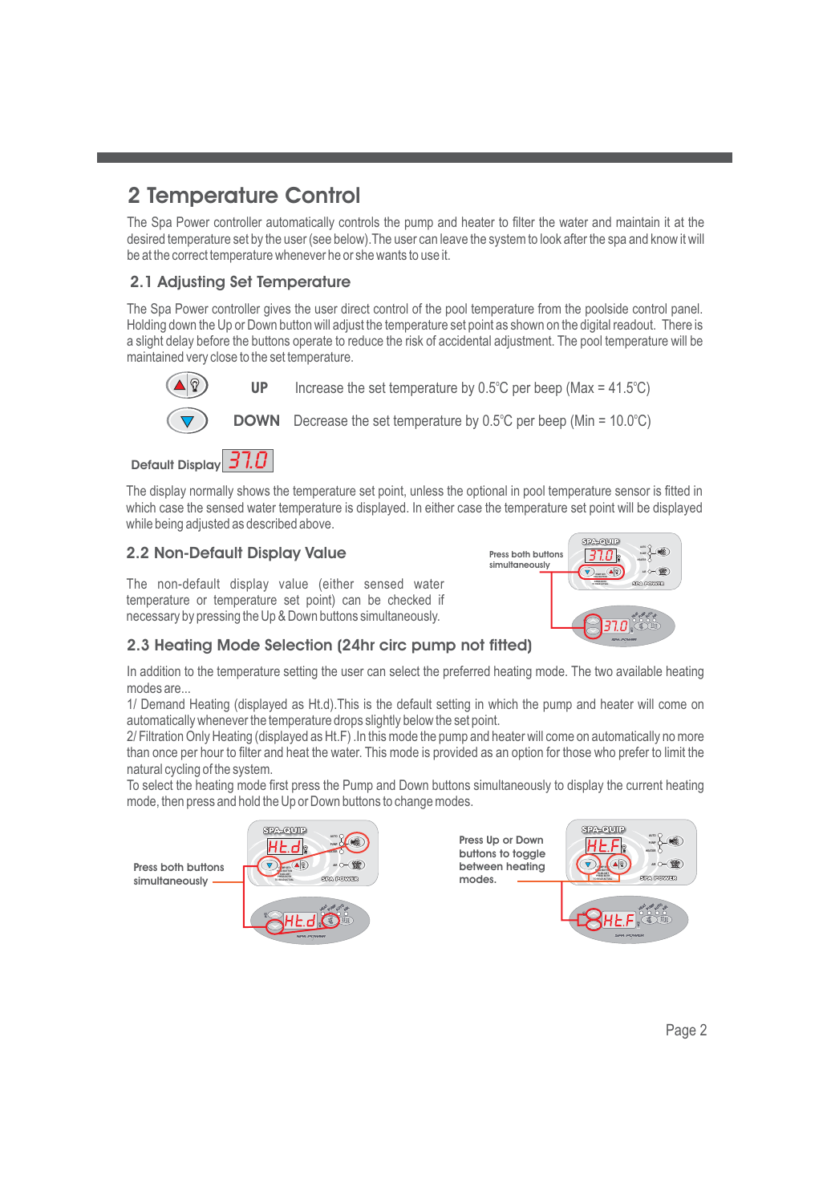## 2 Temperature Control

The Spa Power controller automatically controls the pump and heater to filter the water and maintain it at the desired temperature set by the user (see below).The user can leave the system to look after the spa and know it will be at the correct temperature whenever he or she wants to use it.

### 2.1 Adjusting Set Temperature

The Spa Power controller gives the user direct control of the pool temperature from the poolside control panel. Holding down the Up or Down button will adjust the temperature set point as shown on the digital readout. There is a slight delay before the buttons operate to reduce the risk of accidental adjustment. The pool temperature will be maintained very close to the set temperature.

**UP** Increase the set temperature by 0.5°C per beep (Max = 41.5°C)

**DOWN** Decrease the set temperature by 0.5°C per beep (Min = 10.0°C)

**Default Display** 37.0

The display normally shows the temperature set point, unless the optional in pool temperature sensor is fitted in which case the sensed water temperature is displayed. In either case the temperature set point will be displayed while being adjusted as described above.

### 2.2 Non-Default Display Value

The non-default display value (either sensed water temperature or temperature set point) can be checked if necessary by pressing the Up & Down buttons simultaneously.

Press both buttons simultaneously

### 2.3 Heating Mode Selection (24hr circ pump not fitted)

In addition to the temperature setting the user can select the preferred heating mode. The two available heating modes are...

1/ Demand Heating (displayed as Ht.d).This is the default setting in which the pump and heater will come on automatically whenever the temperature drops slightly below the set point.

2/ Filtration Only Heating (displayed as Ht.F) .In this mode the pump and heater will come on automatically no more than once per hour to filter and heat the water. This mode is provided as an option for those who prefer to limit the natural cycling of the system.

To select the heating mode first press the Pump and Down buttons simultaneously to display the current heating mode, then press and hold the Up or Down buttons to change modes.

Press both buttons simultaneously

Press Up or Down buttons to toggle between heating modes.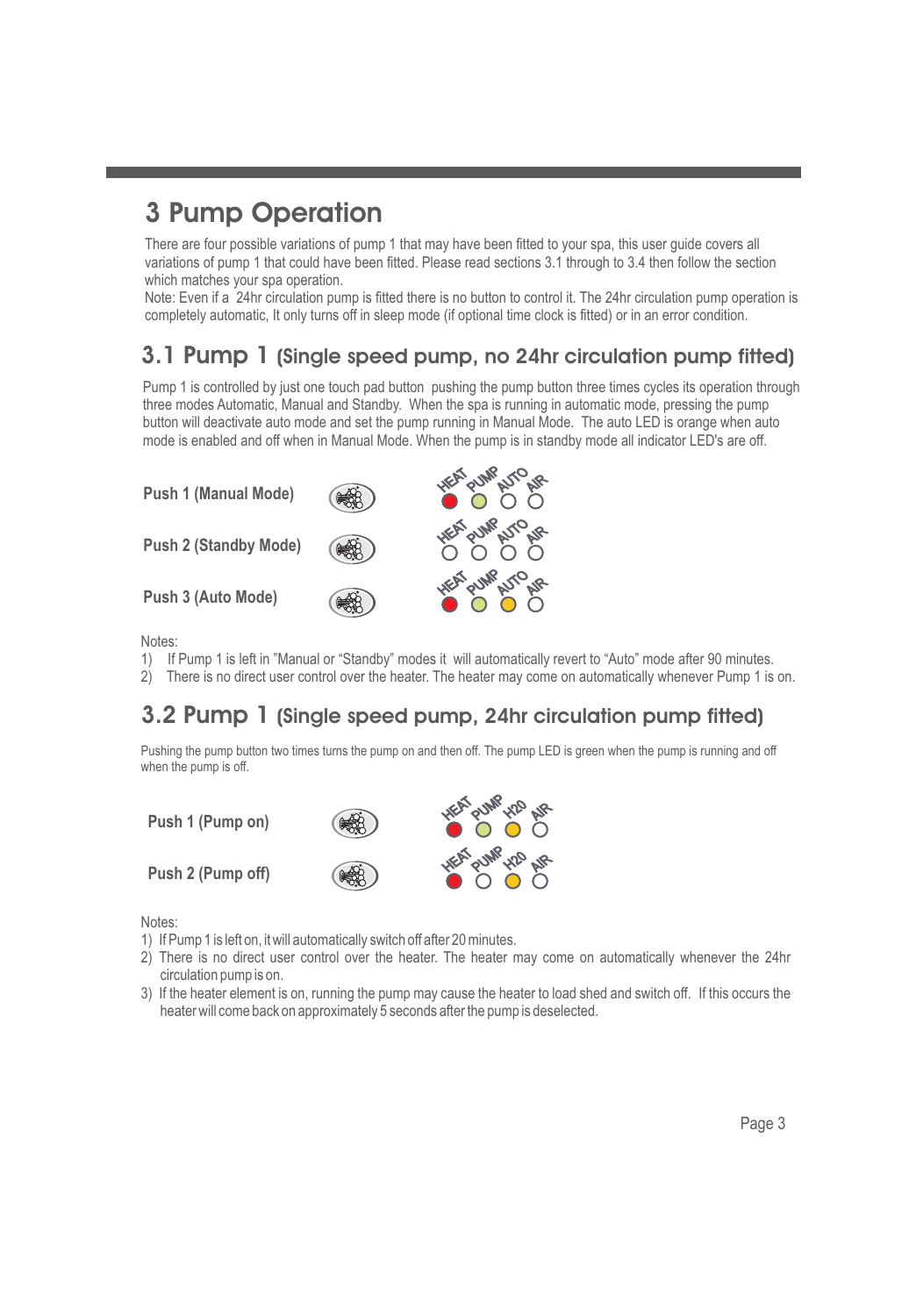# 3 Pump Operation

There are four possible variations of pump 1 that may have been fitted to your spa, this user guide covers all variations of pump 1 that could have been fitted. Please read sections 3.1 through to 3.4 then follow the section which matches your spa operation.
Note: Even if a 24hr circulation pump is fitted there is no button to control it. The 24hr circulation pump operation is completely automatic, It only turns off in sleep mode (if optional time clock is fitted) or in an error condition.

## 3.1 Pump 1 (Single speed pump, no 24hr circulation pump fitted)

Pump 1 is controlled by just one touch pad button pushing the pump button three times cycles its operation through three modes Automatic, Manual and Standby. When the spa is running in automatic mode, pressing the pump button will deactivate auto mode and set the pump running in Manual Mode. The auto LED is orange when auto mode is enabled and off when in Manual Mode. When the pump is in standby mode all indicator LED's are off.

| | HEAT | PUMP | AUTO | AIR |
|---|---|---|---|---|
| **Push 1 (Manual Mode)** | On (red) | On (green) | Off | Off |
| **Push 2 (Standby Mode)** | Off | Off | Off | Off |
| **Push 3 (Auto Mode)** | On (red) | On (green) | On (orange) | Off |

Notes:

1) If Pump 1 is left in "Manual or "Standby" modes it will automatically revert to "Auto" mode after 90 minutes.
2) There is no direct user control over the heater. The heater may come on automatically whenever Pump 1 is on.

## 3.2 Pump 1 (Single speed pump, 24hr circulation pump fitted)

Pushing the pump button two times turns the pump on and then off. The pump LED is green when the pump is running and off when the pump is off.

| | HEAT | PUMP | H20 | AIR |
|---|---|---|---|---|
| **Push 1 (Pump on)** | On (red) | On (green) | On (orange) | Off |
| **Push 2 (Pump off)** | On (red) | Off | On (orange) | Off |

Notes:

1) If Pump 1 is left on, it will automatically switch off after 20 minutes.
2) There is no direct user control over the heater. The heater may come on automatically whenever the 24hr circulation pump is on.
3) If the heater element is on, running the pump may cause the heater to load shed and switch off. If this occurs the heater will come back on approximately 5 seconds after the pump is deselected.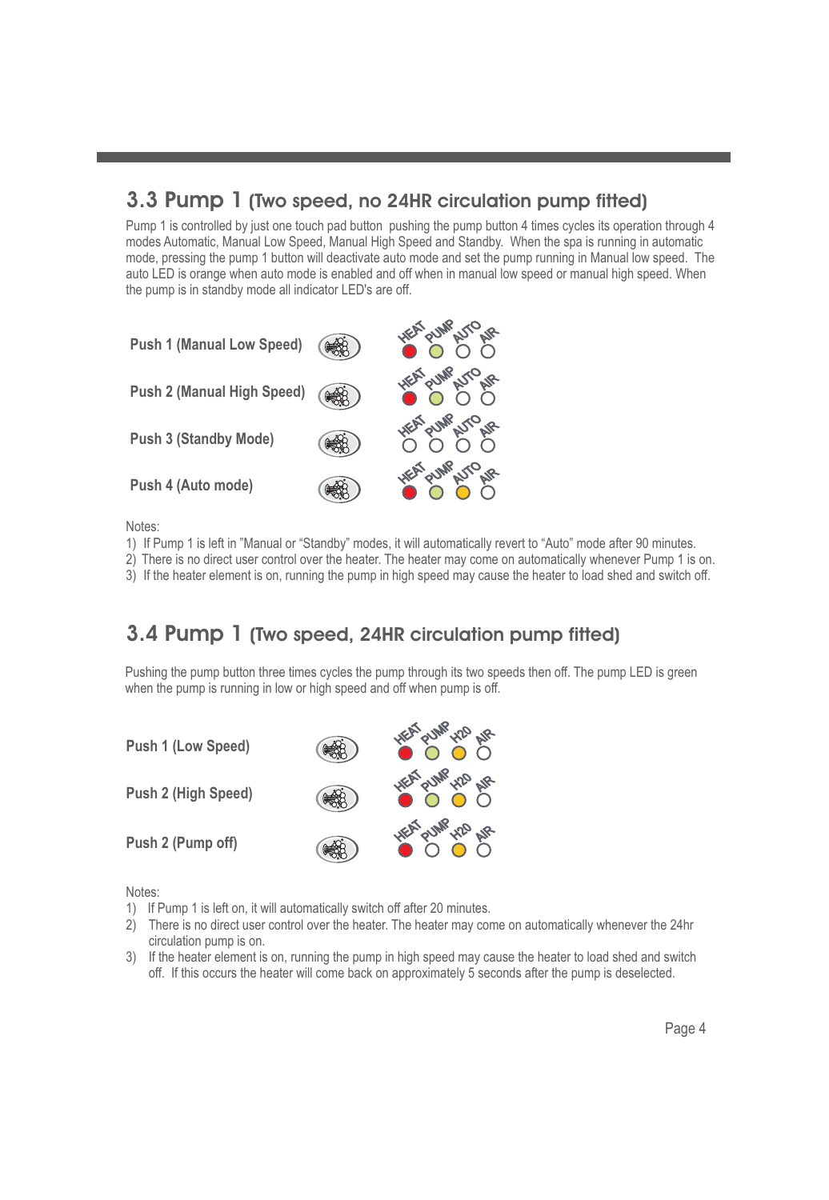## 3.3 Pump 1 (Two speed, no 24HR circulation pump fitted)

Pump 1 is controlled by just one touch pad button pushing the pump button 4 times cycles its operation through 4 modes Automatic, Manual Low Speed, Manual High Speed and Standby. When the spa is running in automatic mode, pressing the pump 1 button will deactivate auto mode and set the pump running in Manual low speed. The auto LED is orange when auto mode is enabled and off when in manual low speed or manual high speed. When the pump is in standby mode all indicator LED's are off.

**Push 1 (Manual Low Speed)**

**Push 2 (Manual High Speed)**

**Push 3 (Standby Mode)**

**Push 4 (Auto mode)**

Notes:

1) If Pump 1 is left in "Manual or "Standby" modes, it will automatically revert to "Auto" mode after 90 minutes.
2) There is no direct user control over the heater. The heater may come on automatically whenever Pump 1 is on.
3) If the heater element is on, running the pump in high speed may cause the heater to load shed and switch off.

## 3.4 Pump 1 (Two speed, 24HR circulation pump fitted)

Pushing the pump button three times cycles the pump through its two speeds then off. The pump LED is green when the pump is running in low or high speed and off when pump is off.

**Push 1 (Low Speed)**

**Push 2 (High Speed)**

**Push 2 (Pump off)**

Notes:

1) If Pump 1 is left on, it will automatically switch off after 20 minutes.
2) There is no direct user control over the heater. The heater may come on automatically whenever the 24hr circulation pump is on.
3) If the heater element is on, running the pump in high speed may cause the heater to load shed and switch off. If this occurs the heater will come back on approximately 5 seconds after the pump is deselected.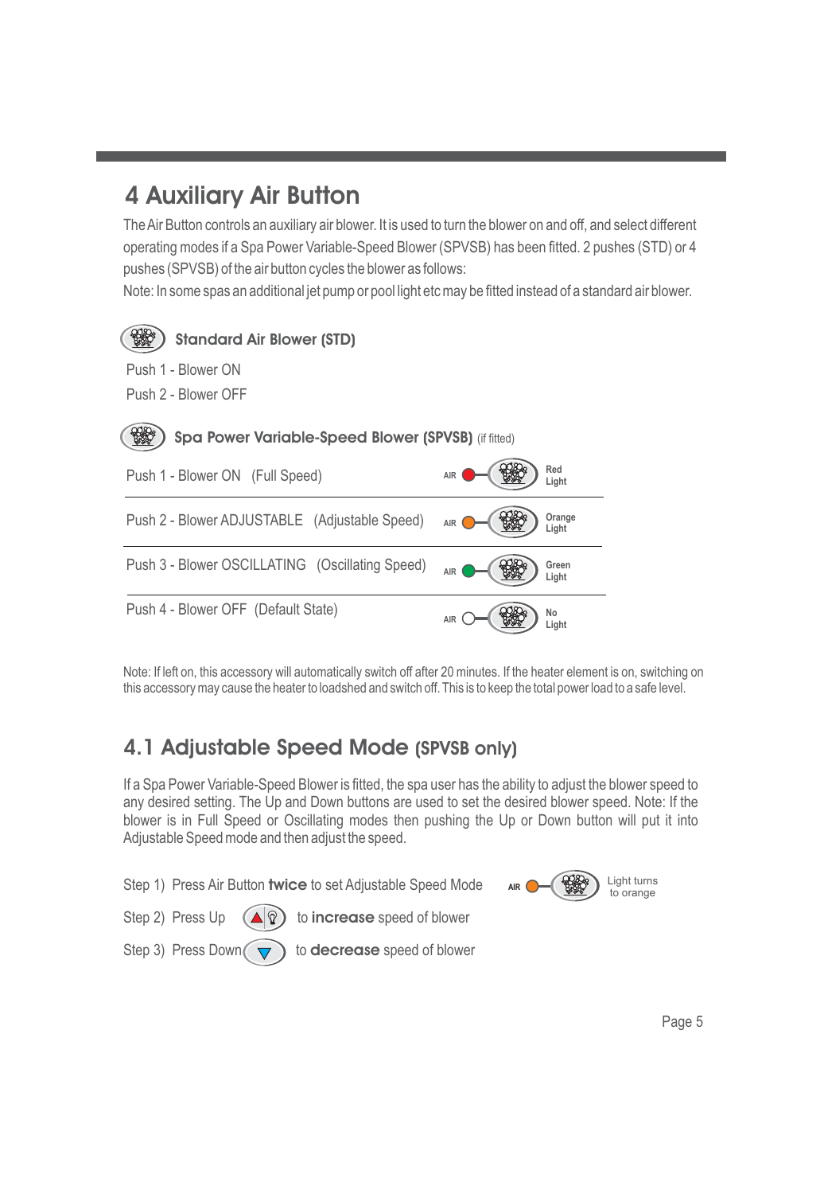# 4 Auxiliary Air Button

The Air Button controls an auxiliary air blower. It is used to turn the blower on and off, and select different operating modes if a Spa Power Variable-Speed Blower (SPVSB) has been fitted. 2 pushes (STD) or 4 pushes (SPVSB) of the air button cycles the blower as follows:

Note: In some spas an additional jet pump or pool light etc may be fitted instead of a standard air blower.

### Standard Air Blower (STD)

Push 1 - Blower ON

Push 2 - Blower OFF

### Spa Power Variable-Speed Blower (SPVSB) (if fitted)

| | |
|---|---|
| Push 1 - Blower ON (Full Speed) | AIR Red Light |
| Push 2 - Blower ADJUSTABLE (Adjustable Speed) | AIR Orange Light |
| Push 3 - Blower OSCILLATING (Oscillating Speed) | AIR Green Light |
| Push 4 - Blower OFF (Default State) | AIR No Light |

Note: If left on, this accessory will automatically switch off after 20 minutes. If the heater element is on, switching on this accessory may cause the heater to loadshed and switch off. This is to keep the total power load to a safe level.

## 4.1 Adjustable Speed Mode (SPVSB only)

If a Spa Power Variable-Speed Blower is fitted, the spa user has the ability to adjust the blower speed to any desired setting. The Up and Down buttons are used to set the desired blower speed. Note: If the blower is in Full Speed or Oscillating modes then pushing the Up or Down button will put it into Adjustable Speed mode and then adjust the speed.

Step 1) Press Air Button **twice** to set Adjustable Speed Mode (AIR — Light turns to orange)

Step 2) Press Up to **increase** speed of blower

Step 3) Press Down to **decrease** speed of blower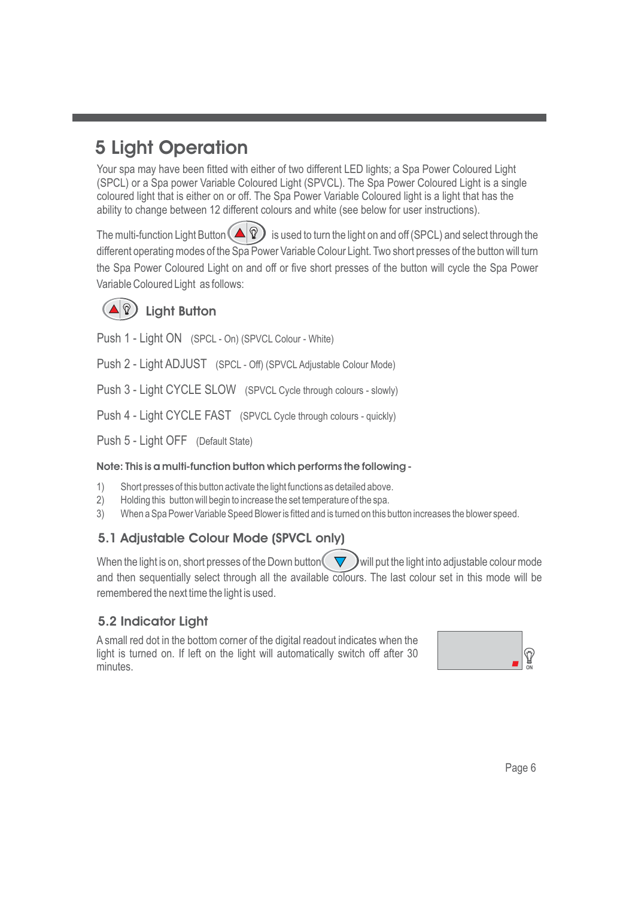# 5 Light Operation

Your spa may have been fitted with either of two different LED lights; a Spa Power Coloured Light (SPCL) or a Spa power Variable Coloured Light (SPVCL). The Spa Power Coloured Light is a single coloured light that is either on or off. The Spa Power Variable Coloured light is a light that has the ability to change between 12 different colours and white (see below for user instructions).

The multi-function Light Button is used to turn the light on and off (SPCL) and select through the different operating modes of the Spa Power Variable Colour Light. Two short presses of the button will turn the Spa Power Coloured Light on and off or five short presses of the button will cycle the Spa Power Variable Coloured Light as follows:

### Light Button

Push 1 - Light ON (SPCL - On) (SPVCL Colour - White)

Push 2 - Light ADJUST (SPCL - Off) (SPVCL Adjustable Colour Mode)

Push 3 - Light CYCLE SLOW (SPVCL Cycle through colours - slowly)

Push 4 - Light CYCLE FAST (SPVCL Cycle through colours - quickly)

Push 5 - Light OFF (Default State)

**Note: This is a multi-function button which performs the following -**

1) Short presses of this button activate the light functions as detailed above.
2) Holding this button will begin to increase the set temperature of the spa.
3) When a Spa Power Variable Speed Blower is fitted and is turned on this button increases the blower speed.

## 5.1 Adjustable Colour Mode (SPVCL only)

When the light is on, short presses of the Down button will put the light into adjustable colour mode and then sequentially select through all the available colours. The last colour set in this mode will be remembered the next time the light is used.

## 5.2 Indicator Light

A small red dot in the bottom corner of the digital readout indicates when the light is turned on. If left on the light will automatically switch off after 30 minutes.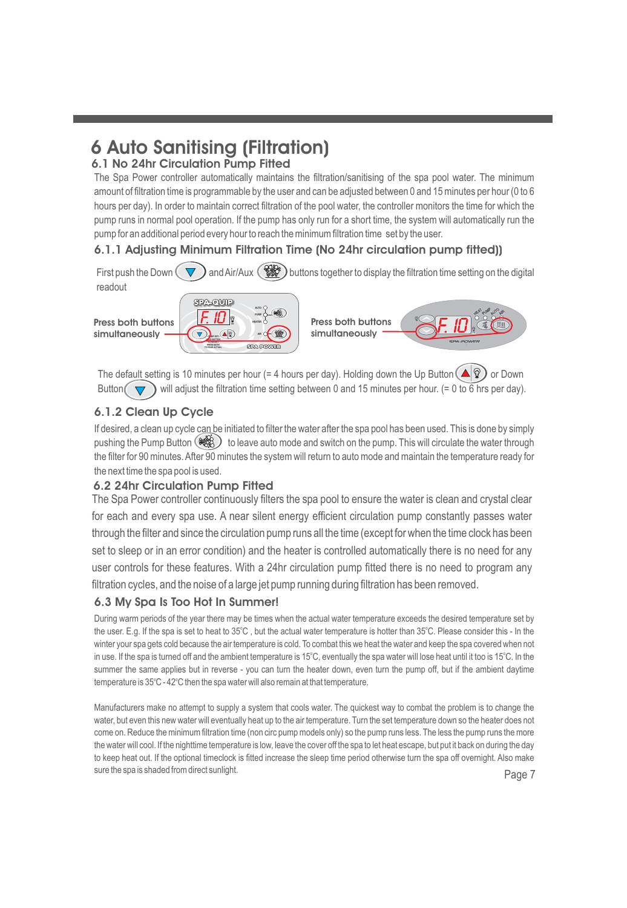# 6 Auto Sanitising (Filtration)

## 6.1 No 24hr Circulation Pump Fitted

The Spa Power controller automatically maintains the filtration/sanitising of the spa pool water. The minimum amount of filtration time is programmable by the user and can be adjusted between 0 and 15 minutes per hour (0 to 6 hours per day). In order to maintain correct filtration of the pool water, the controller monitors the time for which the pump runs in normal pool operation. If the pump has only run for a short time, the system will automatically run the pump for an additional period every hour to reach the minimum filtration time set by the user.

### 6.1.1 Adjusting Minimum Filtration Time (No 24hr circulation pump fitted))

First push the Down and Air/Aux buttons together to display the filtration time setting on the digital readout

Press both buttons simultaneously

Press both buttons simultaneously

The default setting is 10 minutes per hour (= 4 hours per day). Holding down the Up Button or Down Button will adjust the filtration time setting between 0 and 15 minutes per hour. (= 0 to 6 hrs per day).

### 6.1.2 Clean Up Cycle

If desired, a clean up cycle can be initiated to filter the water after the spa pool has been used. This is done by simply pushing the Pump Button to leave auto mode and switch on the pump. This will circulate the water through the filter for 90 minutes. After 90 minutes the system will return to auto mode and maintain the temperature ready for the next time the spa pool is used.

## 6.2 24hr Circulation Pump Fitted

The Spa Power controller continuously filters the spa pool to ensure the water is clean and crystal clear for each and every spa use. A near silent energy efficient circulation pump constantly passes water through the filter and since the circulation pump runs all the time (except for when the time clock has been set to sleep or in an error condition) and the heater is controlled automatically there is no need for any user controls for these features. With a 24hr circulation pump fitted there is no need to program any filtration cycles, and the noise of a large jet pump running during filtration has been removed.

## 6.3 My Spa Is Too Hot In Summer!

During warm periods of the year there may be times when the actual water temperature exceeds the desired temperature set by the user. E.g. If the spa is set to heat to 35˚C , but the actual water temperature is hotter than 35˚C. Please consider this - In the winter your spa gets cold because the air temperature is cold. To combat this we heat the water and keep the spa covered when not in use. If the spa is turned off and the ambient temperature is 15˚C, eventually the spa water will lose heat until it too is 15˚C. In the summer the same applies but in reverse - you can turn the heater down, even turn the pump off, but if the ambient daytime temperature is 35˚C - 42˚C then the spa water will also remain at that temperature.

Manufacturers make no attempt to supply a system that cools water. The quickest way to combat the problem is to change the water, but even this new water will eventually heat up to the air temperature. Turn the set temperature down so the heater does not come on. Reduce the minimum filtration time (non circ pump models only) so the pump runs less. The less the pump runs the more the water will cool. If the nighttime temperature is low, leave the cover off the spa to let heat escape, but put it back on during the day to keep heat out. If the optional timeclock is fitted increase the sleep time period otherwise turn the spa off overnight. Also make sure the spa is shaded from direct sunlight.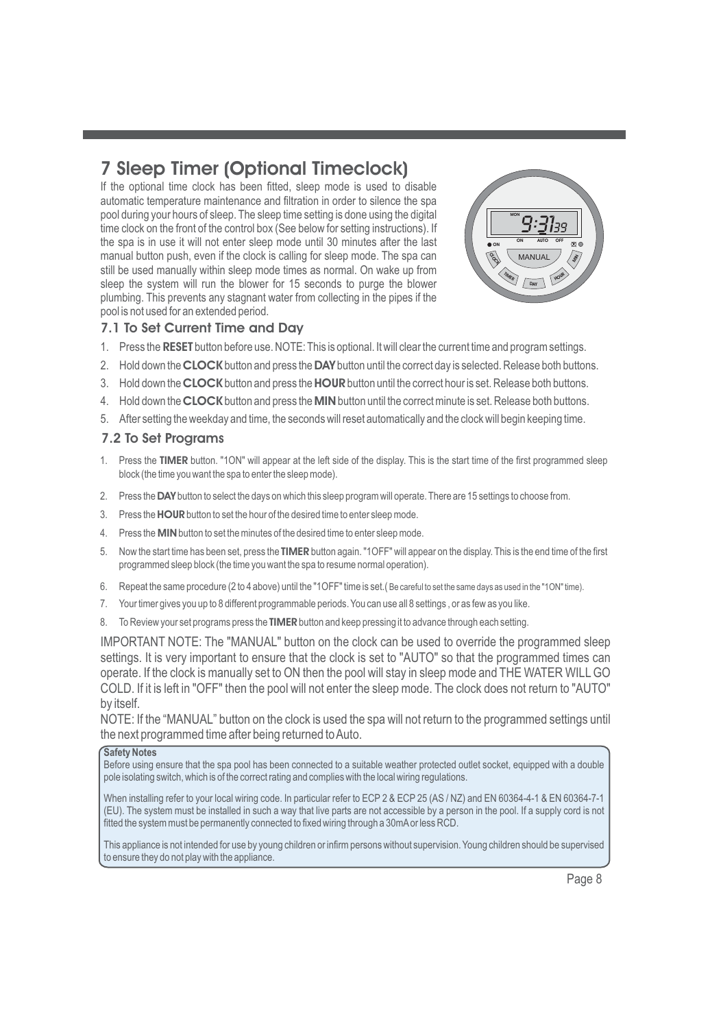# 7 Sleep Timer (Optional Timeclock)

If the optional time clock has been fitted, sleep mode is used to disable automatic temperature maintenance and filtration in order to silence the spa pool during your hours of sleep. The sleep time setting is done using the digital time clock on the front of the control box (See below for setting instructions). If the spa is in use it will not enter sleep mode until 30 minutes after the last manual button push, even if the clock is calling for sleep mode. The spa can still be used manually within sleep mode times as normal. On wake up from sleep the system will run the blower for 15 seconds to purge the blower plumbing. This prevents any stagnant water from collecting in the pipes if the pool is not used for an extended period.

## 7.1 To Set Current Time and Day

1. Press the **RESET** button before use. NOTE: This is optional. It will clear the current time and program settings.
2. Hold down the **CLOCK** button and press the **DAY** button until the correct day is selected. Release both buttons.
3. Hold down the **CLOCK** button and press the **HOUR** button until the correct hour is set. Release both buttons.
4. Hold down the **CLOCK** button and press the **MIN** button until the correct minute is set. Release both buttons.
5. After setting the weekday and time, the seconds will reset automatically and the clock will begin keeping time.

## 7.2 To Set Programs

1. Press the **TIMER** button. "1ON" will appear at the left side of the display. This is the start time of the first programmed sleep block (the time you want the spa to enter the sleep mode).
2. Press the **DAY** button to select the days on which this sleep program will operate. There are 15 settings to choose from.
3. Press the **HOUR** button to set the hour of the desired time to enter sleep mode.
4. Press the **MIN** button to set the minutes of the desired time to enter sleep mode.
5. Now the start time has been set, press the **TIMER** button again. "1OFF" will appear on the display. This is the end time of the first programmed sleep block (the time you want the spa to resume normal operation).
6. Repeat the same procedure (2 to 4 above) until the "1OFF" time is set.( Be careful to set the same days as used in the "1ON" time).
7. Your timer gives you up to 8 different programmable periods. You can use all 8 settings , or as few as you like.
8. To Review your set programs press the **TIMER** button and keep pressing it to advance through each setting.

IMPORTANT NOTE: The "MANUAL" button on the clock can be used to override the programmed sleep settings. It is very important to ensure that the clock is set to "AUTO" so that the programmed times can operate. If the clock is manually set to ON then the pool will stay in sleep mode and THE WATER WILL GO COLD. If it is left in "OFF" then the pool will not enter the sleep mode. The clock does not return to "AUTO" by itself.

NOTE: If the "MANUAL" button on the clock is used the spa will not return to the programmed settings until the next programmed time after being returned to Auto.

**Safety Notes**

Before using ensure that the spa pool has been connected to a suitable weather protected outlet socket, equipped with a double pole isolating switch, which is of the correct rating and complies with the local wiring regulations.

When installing refer to your local wiring code. In particular refer to ECP 2 & ECP 25 (AS / NZ) and EN 60364-4-1 & EN 60364-7-1 (EU). The system must be installed in such a way that live parts are not accessible by a person in the pool. If a supply cord is not fitted the system must be permanently connected to fixed wiring through a 30mA or less RCD.

This appliance is not intended for use by young children or infirm persons without supervision. Young children should be supervised to ensure they do not play with the appliance.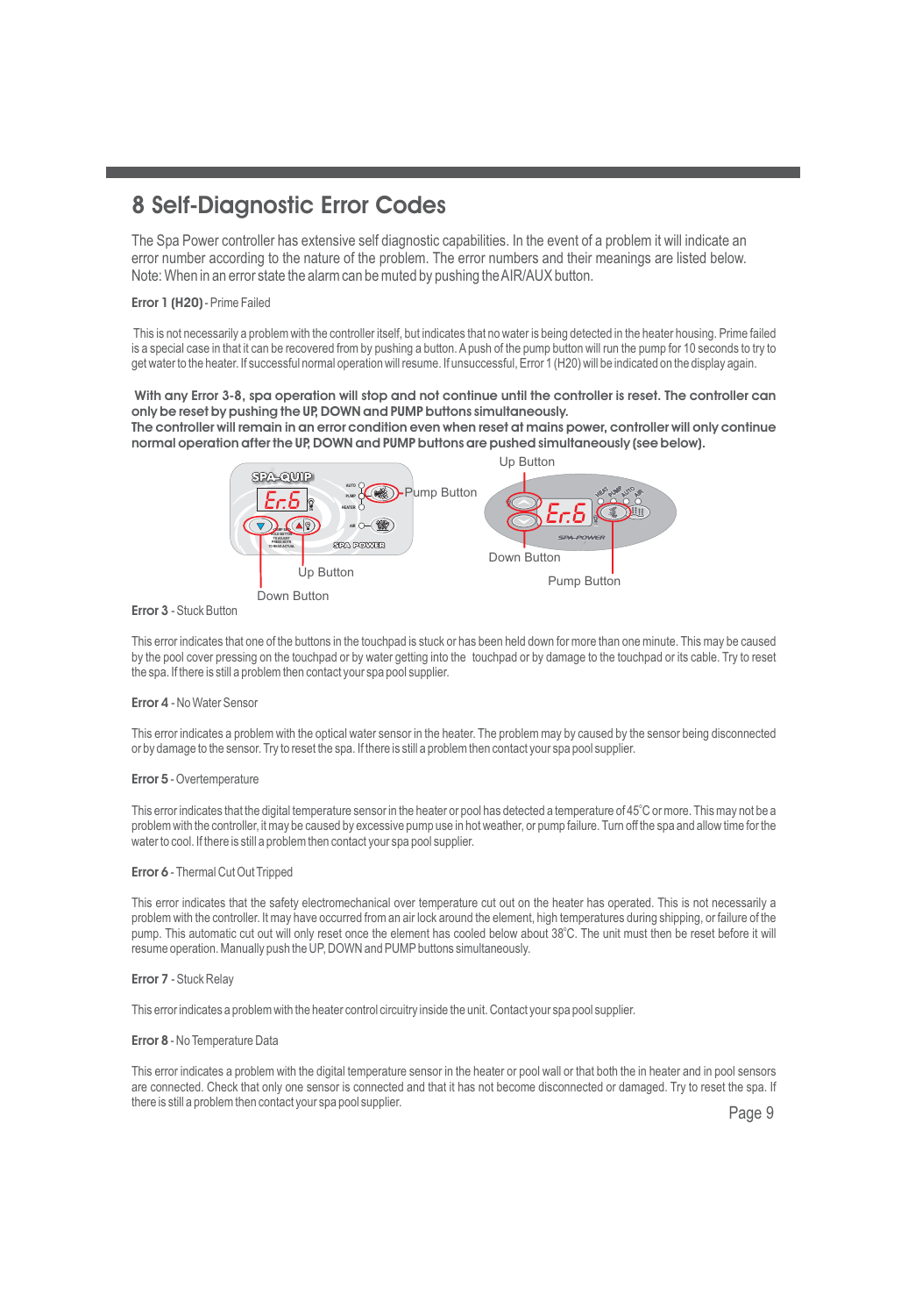# 8 Self-Diagnostic Error Codes

The Spa Power controller has extensive self diagnostic capabilities. In the event of a problem it will indicate an error number according to the nature of the problem. The error numbers and their meanings are listed below. Note: When in an error state the alarm can be muted by pushing the AIR/AUX button.

**Error 1 (H20)** - Prime Failed

This is not necessarily a problem with the controller itself, but indicates that no water is being detected in the heater housing. Prime failed is a special case in that it can be recovered from by pushing a button. A push of the pump button will run the pump for 10 seconds to try to get water to the heater. If successful normal operation will resume. If unsuccessful, Error 1 (H20) will be indicated on the display again.

**With any Error 3-8, spa operation will stop and not continue until the controller is reset. The controller can only be reset by pushing the UP, DOWN and PUMP buttons simultaneously.**
**The controller will remain in an error condition even when reset at mains power, controller will only continue normal operation after the UP, DOWN and PUMP buttons are pushed simultaneously (see below).**

Up Button

Pump Button

Down Button

Up Button

Pump Button

Down Button

**Error 3** - Stuck Button

This error indicates that one of the buttons in the touchpad is stuck or has been held down for more than one minute. This may be caused by the pool cover pressing on the touchpad or by water getting into the touchpad or by damage to the touchpad or its cable. Try to reset the spa. If there is still a problem then contact your spa pool supplier.

**Error 4** - No Water Sensor

This error indicates a problem with the optical water sensor in the heater. The problem may by caused by the sensor being disconnected or by damage to the sensor. Try to reset the spa. If there is still a problem then contact your spa pool supplier.

**Error 5** - Overtemperature

This error indicates that the digital temperature sensor in the heater or pool has detected a temperature of 45˚C or more. This may not be a problem with the controller, it may be caused by excessive pump use in hot weather, or pump failure. Turn off the spa and allow time for the water to cool. If there is still a problem then contact your spa pool supplier.

**Error 6** - Thermal Cut Out Tripped

This error indicates that the safety electromechanical over temperature cut out on the heater has operated. This is not necessarily a problem with the controller. It may have occurred from an air lock around the element, high temperatures during shipping, or failure of the pump. This automatic cut out will only reset once the element has cooled below about 38˚C. The unit must then be reset before it will resume operation. Manually push the UP, DOWN and PUMP buttons simultaneously.

**Error 7** - Stuck Relay

This error indicates a problem with the heater control circuitry inside the unit. Contact your spa pool supplier.

**Error 8** - No Temperature Data

This error indicates a problem with the digital temperature sensor in the heater or pool wall or that both the in heater and in pool sensors are connected. Check that only one sensor is connected and that it has not become disconnected or damaged. Try to reset the spa. If there is still a problem then contact your spa pool supplier.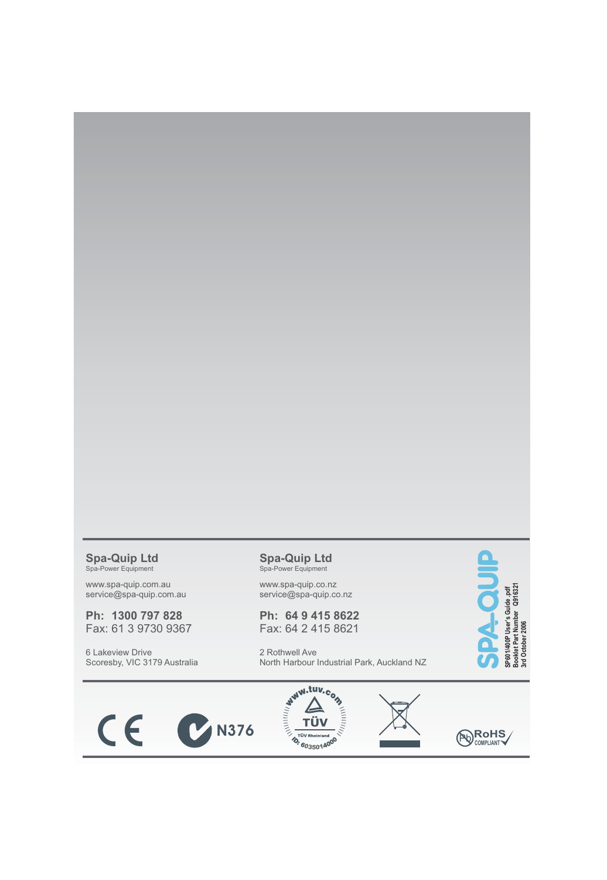**Spa-Quip Ltd**
Spa-Power Equipment

www.spa-quip.com.au
service@spa-quip.com.au

**Ph: 1300 797 828**
Fax: 61 3 9730 9367

6 Lakeview Drive
Scoresby, VIC 3179 Australia

**Spa-Quip Ltd**
Spa-Power Equipment

www.spa-quip.co.nz
service@spa-quip.co.nz

**Ph: 64 9 415 8622**
Fax: 64 2 415 8621

2 Rothwell Ave
North Harbour Industrial Park, Auckland NZ

SPA-QUIP

SP601/400P User's Guide.pdf
Booklet Part Number Q916321
3rd October 2006

CE N376 www.tuv.com TÜV TÜV Rheinland ID: 6035014000 RoHS COMPLIANT